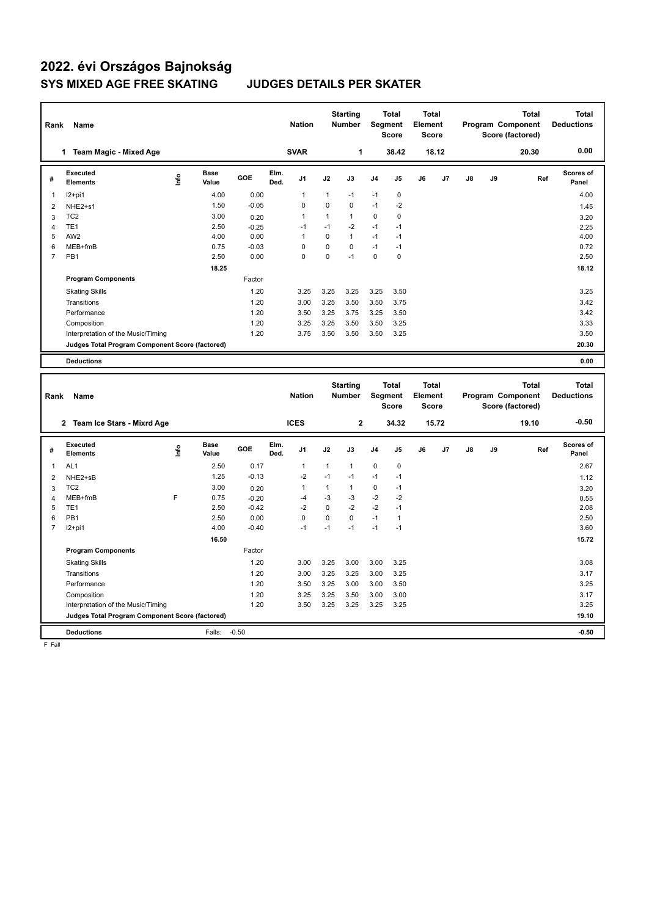# 2022. évi Országos Bajnokság

## SYS MIXED AGE FREE SKATING JUDGES DETAILS PER SKATER

| Rank | Name | Nation | Starting Number | Total Segment Score | Total Element Score | Total Program Component Score (factored) | Total Deductions |
|---|---|---|---|---|---|---|---|
| 1 | Team Magic - Mixed Age | SVAR | 1 | 38.42 | 18.12 | 20.30 | 0.00 |

| # | Executed Elements | Info | Base Value | GOE | Elm. Ded. | J1 | J2 | J3 | J4 | J5 | J6 | J7 | J8 | J9 | Ref | Scores of Panel |
|---|---|---|---|---|---|---|---|---|---|---|---|---|---|---|---|---|
| 1 | I2+pi1 | | 4.00 | 0.00 | | 1 | 1 | -1 | -1 | 0 | | | | | | 4.00 |
| 2 | NHE2+s1 | | 1.50 | -0.05 | | 0 | 0 | 0 | -1 | -2 | | | | | | 1.45 |
| 3 | TC2 | | 3.00 | 0.20 | | 1 | 1 | 1 | 0 | 0 | | | | | | 3.20 |
| 4 | TE1 | | 2.50 | -0.25 | | -1 | -1 | -2 | -1 | -1 | | | | | | 2.25 |
| 5 | AW2 | | 4.00 | 0.00 | | 1 | 0 | 1 | -1 | -1 | | | | | | 4.00 |
| 6 | MEB+fmB | | 0.75 | -0.03 | | 0 | 0 | 0 | -1 | -1 | | | | | | 0.72 |
| 7 | PB1 | | 2.50 | 0.00 | | 0 | 0 | -1 | 0 | 0 | | | | | | 2.50 |
| | | | 18.25 | | | | | | | | | | | | | 18.12 |
| | **Program Components** | | | Factor | | | | | | | | | | | | |
| | Skating Skills | | | 1.20 | | 3.25 | 3.25 | 3.25 | 3.25 | 3.50 | | | | | | 3.25 |
| | Transitions | | | 1.20 | | 3.00 | 3.25 | 3.50 | 3.50 | 3.75 | | | | | | 3.42 |
| | Performance | | | 1.20 | | 3.50 | 3.25 | 3.75 | 3.25 | 3.50 | | | | | | 3.42 |
| | Composition | | | 1.20 | | 3.25 | 3.25 | 3.50 | 3.50 | 3.25 | | | | | | 3.33 |
| | Interpretation of the Music/Timing | | | 1.20 | | 3.75 | 3.50 | 3.50 | 3.50 | 3.25 | | | | | | 3.50 |
| | **Judges Total Program Component Score (factored)** | | | | | | | | | | | | | | | 20.30 |
| | **Deductions** | | | | | | | | | | | | | | | 0.00 |

| Rank | Name | Nation | Starting Number | Total Segment Score | Total Element Score | Total Program Component Score (factored) | Total Deductions |
|---|---|---|---|---|---|---|---|
| 2 | Team Ice Stars - Mixrd Age | ICES | 2 | 34.32 | 15.72 | 19.10 | -0.50 |

| # | Executed Elements | Info | Base Value | GOE | Elm. Ded. | J1 | J2 | J3 | J4 | J5 | J6 | J7 | J8 | J9 | Ref | Scores of Panel |
|---|---|---|---|---|---|---|---|---|---|---|---|---|---|---|---|---|
| 1 | AL1 | | 2.50 | 0.17 | | 1 | 1 | 1 | 0 | 0 | | | | | | 2.67 |
| 2 | NHE2+sB | | 1.25 | -0.13 | | -2 | -1 | -1 | -1 | -1 | | | | | | 1.12 |
| 3 | TC2 | | 3.00 | 0.20 | | 1 | 1 | 1 | 0 | -1 | | | | | | 3.20 |
| 4 | MEB+fmB | F | 0.75 | -0.20 | | -4 | -3 | -3 | -2 | -2 | | | | | | 0.55 |
| 5 | TE1 | | 2.50 | -0.42 | | -2 | 0 | -2 | -2 | -1 | | | | | | 2.08 |
| 6 | PB1 | | 2.50 | 0.00 | | 0 | 0 | 0 | -1 | 1 | | | | | | 2.50 |
| 7 | I2+pi1 | | 4.00 | -0.40 | | -1 | -1 | -1 | -1 | -1 | | | | | | 3.60 |
| | | | 16.50 | | | | | | | | | | | | | 15.72 |
| | **Program Components** | | | Factor | | | | | | | | | | | | |
| | Skating Skills | | | 1.20 | | 3.00 | 3.25 | 3.00 | 3.00 | 3.25 | | | | | | 3.08 |
| | Transitions | | | 1.20 | | 3.00 | 3.25 | 3.25 | 3.00 | 3.25 | | | | | | 3.17 |
| | Performance | | | 1.20 | | 3.50 | 3.25 | 3.00 | 3.00 | 3.50 | | | | | | 3.25 |
| | Composition | | | 1.20 | | 3.25 | 3.25 | 3.50 | 3.00 | 3.00 | | | | | | 3.17 |
| | Interpretation of the Music/Timing | | | 1.20 | | 3.50 | 3.25 | 3.25 | 3.25 | 3.25 | | | | | | 3.25 |
| | **Judges Total Program Component Score (factored)** | | | | | | | | | | | | | | | 19.10 |
| | **Deductions** | | Falls: | -0.50 | | | | | | | | | | | | -0.50 |

F Fall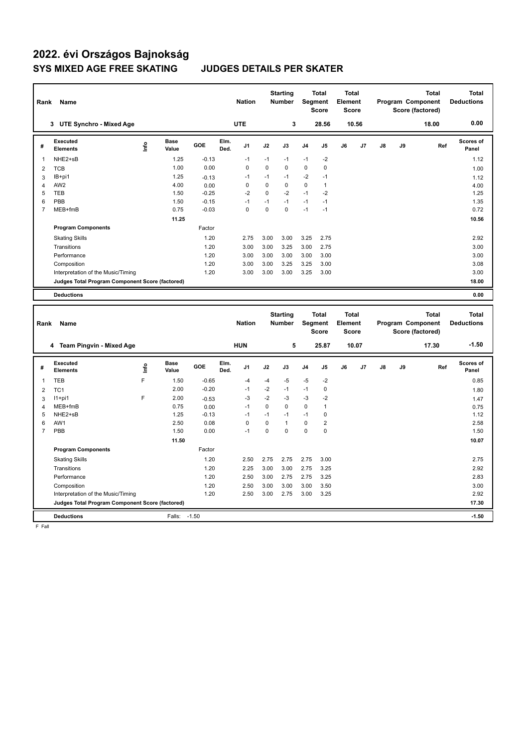# 2022. évi Országos Bajnokság

## SYS MIXED AGE FREE SKATING JUDGES DETAILS PER SKATER

| Rank | Name | Nation | Starting Number | Total Segment Score | Total Element Score | Total Program Component Score (factored) | Total Deductions |
|---|---|---|---|---|---|---|---|
| 3 | UTE Synchro - Mixed Age | UTE | 3 | 28.56 | 10.56 | 18.00 | 0.00 |

| # | Executed Elements | Info | Base Value | GOE | Elm. Ded. | J1 | J2 | J3 | J4 | J5 | J6 | J7 | J8 | J9 | Ref | Scores of Panel |
|---|---|---|---|---|---|---|---|---|---|---|---|---|---|---|---|---|
| 1 | NHE2+sB | | 1.25 | -0.13 | | -1 | -1 | -1 | -1 | -2 | | | | | | 1.12 |
| 2 | TCB | | 1.00 | 0.00 | | 0 | 0 | 0 | 0 | 0 | | | | | | 1.00 |
| 3 | IB+pi1 | | 1.25 | -0.13 | | -1 | -1 | -1 | -2 | -1 | | | | | | 1.12 |
| 4 | AW2 | | 4.00 | 0.00 | | 0 | 0 | 0 | 0 | 1 | | | | | | 4.00 |
| 5 | TEB | | 1.50 | -0.25 | | -2 | 0 | -2 | -1 | -2 | | | | | | 1.25 |
| 6 | PBB | | 1.50 | -0.15 | | -1 | -1 | -1 | -1 | -1 | | | | | | 1.35 |
| 7 | MEB+fmB | | 0.75 | -0.03 | | 0 | 0 | 0 | -1 | -1 | | | | | | 0.72 |
| | | | 11.25 | | | | | | | | | | | | | 10.56 |
| | **Program Components** | | | Factor | | | | | | | | | | | | |
| | Skating Skills | | | 1.20 | | 2.75 | 3.00 | 3.00 | 3.25 | 2.75 | | | | | | 2.92 |
| | Transitions | | | 1.20 | | 3.00 | 3.00 | 3.25 | 3.00 | 2.75 | | | | | | 3.00 |
| | Performance | | | 1.20 | | 3.00 | 3.00 | 3.00 | 3.00 | 3.00 | | | | | | 3.00 |
| | Composition | | | 1.20 | | 3.00 | 3.00 | 3.25 | 3.25 | 3.00 | | | | | | 3.08 |
| | Interpretation of the Music/Timing | | | 1.20 | | 3.00 | 3.00 | 3.00 | 3.25 | 3.00 | | | | | | 3.00 |
| | **Judges Total Program Component Score (factored)** | | | | | | | | | | | | | | | 18.00 |
| | **Deductions** | | | | | | | | | | | | | | | 0.00 |

| Rank | Name | Nation | Starting Number | Total Segment Score | Total Element Score | Total Program Component Score (factored) | Total Deductions |
|---|---|---|---|---|---|---|---|
| 4 | Team Pingvin - Mixed Age | HUN | 5 | 25.87 | 10.07 | 17.30 | -1.50 |

| # | Executed Elements | Info | Base Value | GOE | Elm. Ded. | J1 | J2 | J3 | J4 | J5 | J6 | J7 | J8 | J9 | Ref | Scores of Panel |
|---|---|---|---|---|---|---|---|---|---|---|---|---|---|---|---|---|
| 1 | TEB | F | 1.50 | -0.65 | | -4 | -4 | -5 | -5 | -2 | | | | | | 0.85 |
| 2 | TC1 | | 2.00 | -0.20 | | -1 | -2 | -1 | -1 | 0 | | | | | | 1.80 |
| 3 | I1+pi1 | F | 2.00 | -0.53 | | -3 | -2 | -3 | -3 | -2 | | | | | | 1.47 |
| 4 | MEB+fmB | | 0.75 | 0.00 | | -1 | 0 | 0 | 0 | 1 | | | | | | 0.75 |
| 5 | NHE2+sB | | 1.25 | -0.13 | | -1 | -1 | -1 | -1 | 0 | | | | | | 1.12 |
| 6 | AW1 | | 2.50 | 0.08 | | 0 | 0 | 1 | 0 | 2 | | | | | | 2.58 |
| 7 | PBB | | 1.50 | 0.00 | | -1 | 0 | 0 | 0 | 0 | | | | | | 1.50 |
| | | | 11.50 | | | | | | | | | | | | | 10.07 |
| | **Program Components** | | | Factor | | | | | | | | | | | | |
| | Skating Skills | | | 1.20 | | 2.50 | 2.75 | 2.75 | 2.75 | 3.00 | | | | | | 2.75 |
| | Transitions | | | 1.20 | | 2.25 | 3.00 | 3.00 | 2.75 | 3.25 | | | | | | 2.92 |
| | Performance | | | 1.20 | | 2.50 | 3.00 | 2.75 | 2.75 | 3.25 | | | | | | 2.83 |
| | Composition | | | 1.20 | | 2.50 | 3.00 | 3.00 | 3.00 | 3.50 | | | | | | 3.00 |
| | Interpretation of the Music/Timing | | | 1.20 | | 2.50 | 3.00 | 2.75 | 3.00 | 3.25 | | | | | | 2.92 |
| | **Judges Total Program Component Score (factored)** | | | | | | | | | | | | | | | 17.30 |
| | **Deductions** | | Falls: | -1.50 | | | | | | | | | | | | -1.50 |

F Fall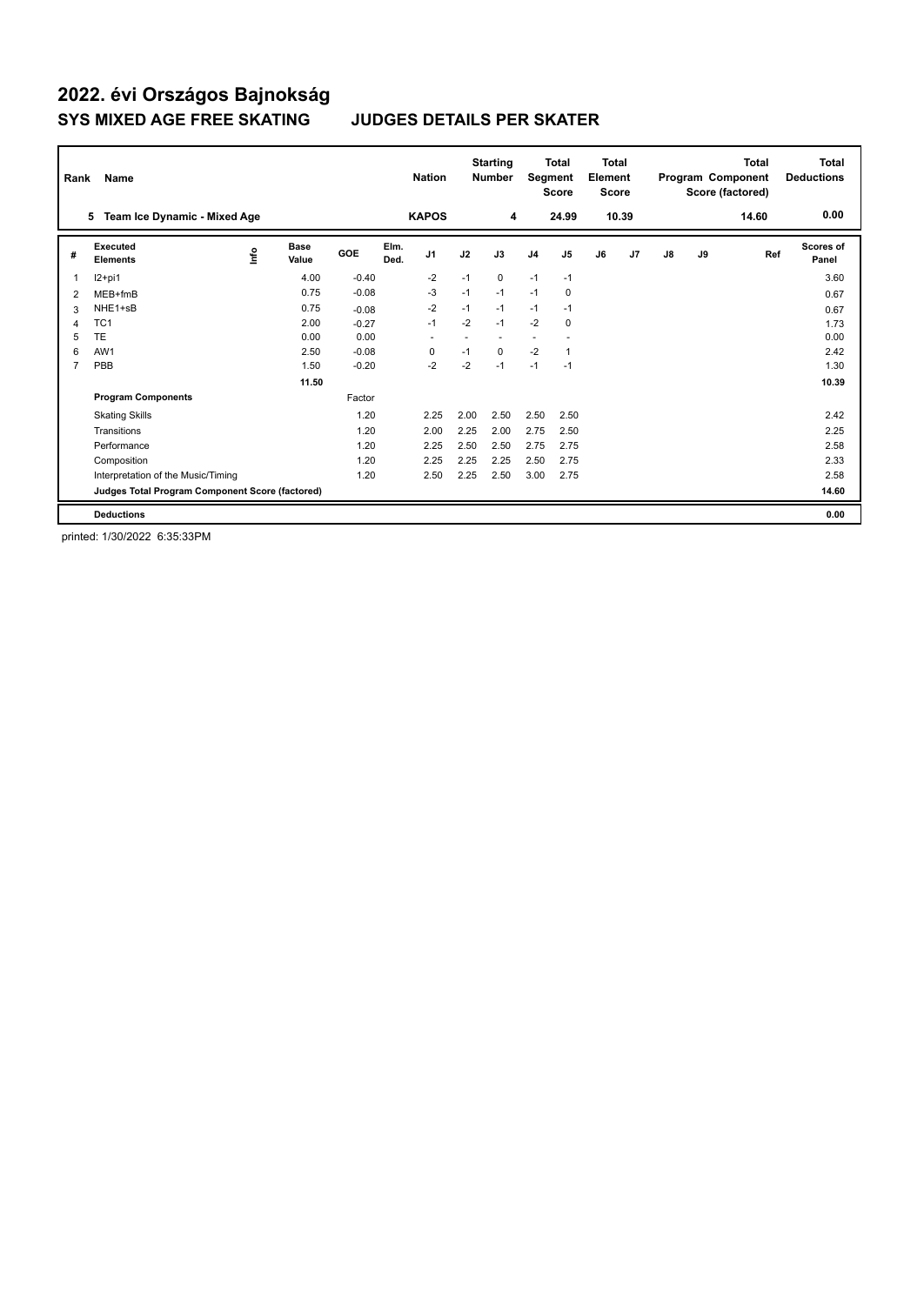# 2022. évi Országos Bajnokság

## SYS MIXED AGE FREE SKATING JUDGES DETAILS PER SKATER

| Rank | Name | Nation | Starting Number | Total Segment Score | Total Element Score | Total Program Component Score (factored) | Total Deductions |
|---|---|---|---|---|---|---|---|
| 5 | Team Ice Dynamic - Mixed Age | KAPOS | 4 | 24.99 | 10.39 | 14.60 | 0.00 |

| # | Executed Elements | Info | Base Value | GOE | Elm. Ded. | J1 | J2 | J3 | J4 | J5 | J6 | J7 | J8 | J9 | Ref | Scores of Panel |
|---|---|---|---|---|---|---|---|---|---|---|---|---|---|---|---|---|
| 1 | I2+pi1 | | 4.00 | -0.40 | | -2 | -1 | 0 | -1 | -1 | | | | | | 3.60 |
| 2 | MEB+fmB | | 0.75 | -0.08 | | -3 | -1 | -1 | -1 | 0 | | | | | | 0.67 |
| 3 | NHE1+sB | | 0.75 | -0.08 | | -2 | -1 | -1 | -1 | -1 | | | | | | 0.67 |
| 4 | TC1 | | 2.00 | -0.27 | | -1 | -2 | -1 | -2 | 0 | | | | | | 1.73 |
| 5 | TE | | 0.00 | 0.00 | | - | - | - | - | - | | | | | | 0.00 |
| 6 | AW1 | | 2.50 | -0.08 | | 0 | -1 | 0 | -2 | 1 | | | | | | 2.42 |
| 7 | PBB | | 1.50 | -0.20 | | -2 | -2 | -1 | -1 | -1 | | | | | | 1.30 |
| | | | 11.50 | | | | | | | | | | | | | 10.39 |
| | **Program Components** | | | Factor | | | | | | | | | | | | |
| | Skating Skills | | | 1.20 | | 2.25 | 2.00 | 2.50 | 2.50 | 2.50 | | | | | | 2.42 |
| | Transitions | | | 1.20 | | 2.00 | 2.25 | 2.00 | 2.75 | 2.50 | | | | | | 2.25 |
| | Performance | | | 1.20 | | 2.25 | 2.50 | 2.50 | 2.75 | 2.75 | | | | | | 2.58 |
| | Composition | | | 1.20 | | 2.25 | 2.25 | 2.25 | 2.50 | 2.75 | | | | | | 2.33 |
| | Interpretation of the Music/Timing | | | 1.20 | | 2.50 | 2.25 | 2.50 | 3.00 | 2.75 | | | | | | 2.58 |
| | **Judges Total Program Component Score (factored)** | | | | | | | | | | | | | | | 14.60 |
| | **Deductions** | | | | | | | | | | | | | | | 0.00 |

printed: 1/30/2022 6:35:33PM